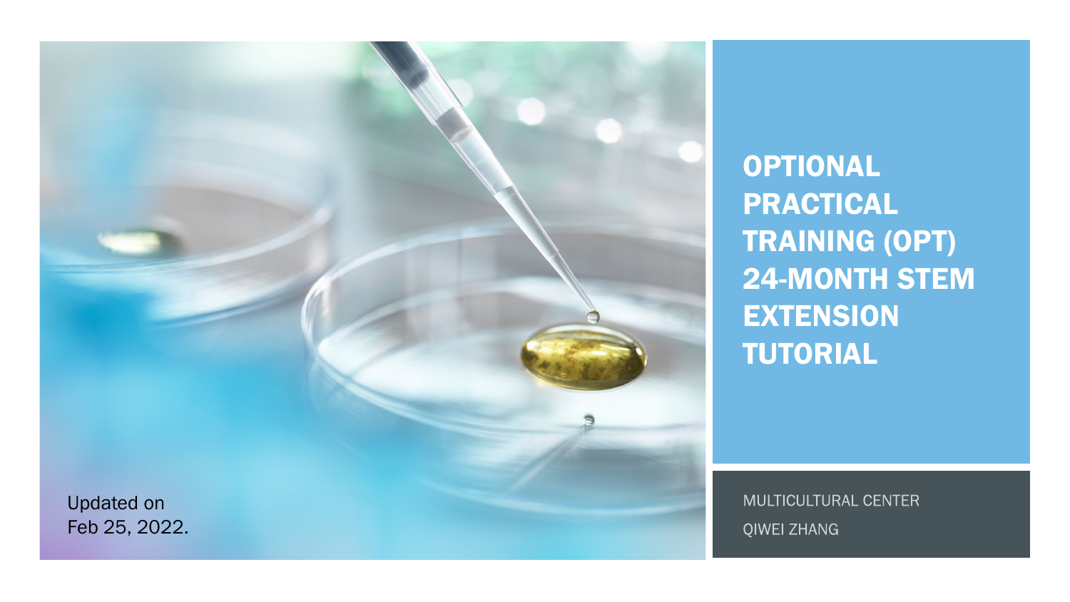# OPTIONAL PRACTICAL TRAINING (OPT) 24-MONTH STEM EXTENSION TUTORIAL

MULTICULTURAL CENTER

QIWEI ZHANG

Updated on Feb 25, 2022.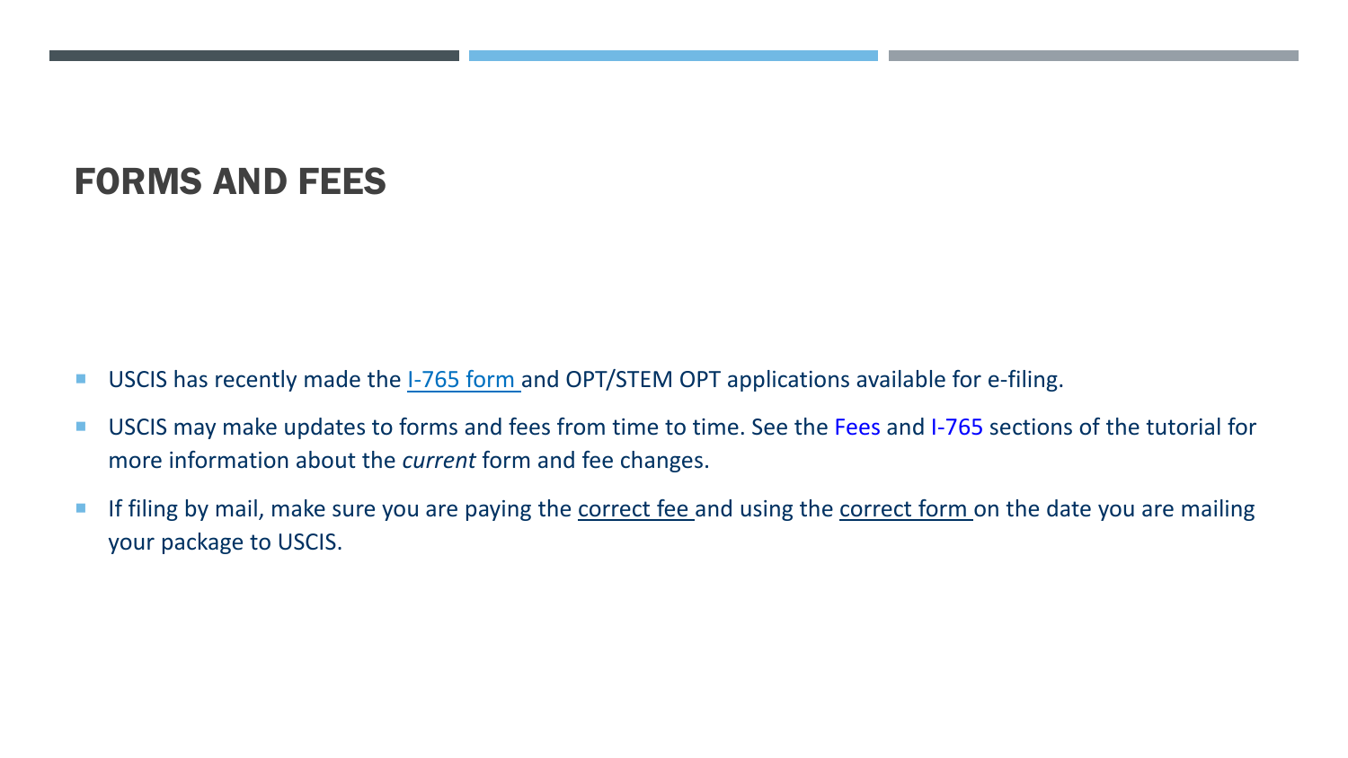# FORMS AND FEES

- USCIS has recently made the I-765 form and OPT/STEM OPT applications available for e-filing.
- USCIS may make updates to forms and fees from time to time. See the Fees and I-765 sections of the tutorial for more information about the *current* form and fee changes.
- If filing by mail, make sure you are paying the correct fee and using the correct form on the date you are mailing your package to USCIS.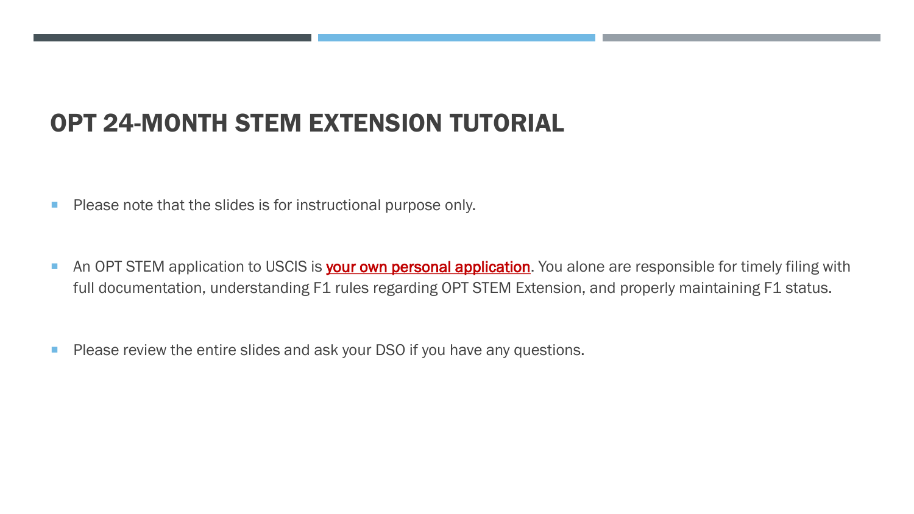# OPT 24-MONTH STEM EXTENSION TUTORIAL

- Please note that the slides is for instructional purpose only.
- An OPT STEM application to USCIS is **your own personal application**. You alone are responsible for timely filing with full documentation, understanding F1 rules regarding OPT STEM Extension, and properly maintaining F1 status.
- Please review the entire slides and ask your DSO if you have any questions.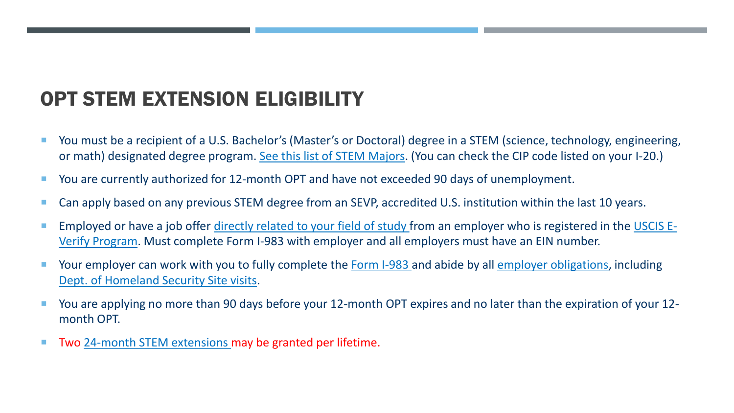# OPT STEM EXTENSION ELIGIBILITY

- You must be a recipient of a U.S. Bachelor's (Master's or Doctoral) degree in a STEM (science, technology, engineering, or math) designated degree program. See this list of STEM Majors. (You can check the CIP code listed on your I-20.)
- You are currently authorized for 12-month OPT and have not exceeded 90 days of unemployment.
- Can apply based on any previous STEM degree from an SEVP, accredited U.S. institution within the last 10 years.
- Employed or have a job offer directly related to your field of study from an employer who is registered in the USCIS E-Verify Program. Must complete Form I-983 with employer and all employers must have an EIN number.
- Your employer can work with you to fully complete the Form I-983 and abide by all employer obligations, including Dept. of Homeland Security Site visits.
- You are applying no more than 90 days before your 12-month OPT expires and no later than the expiration of your 12-month OPT.
- Two 24-month STEM extensions may be granted per lifetime.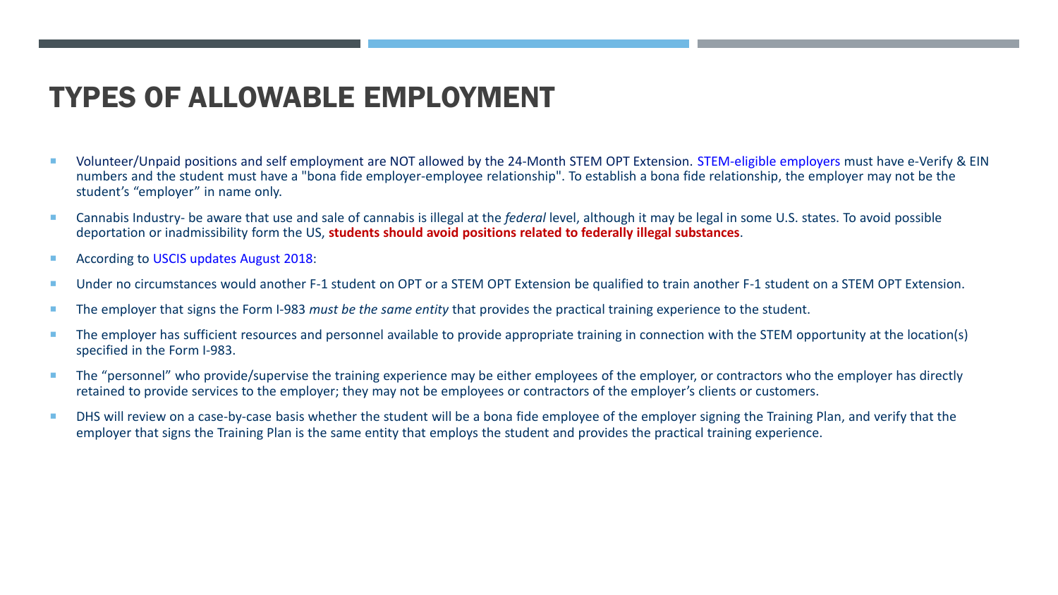# TYPES OF ALLOWABLE EMPLOYMENT

- Volunteer/Unpaid positions and self employment are NOT allowed by the 24-Month STEM OPT Extension. STEM-eligible employers must have e-Verify & EIN numbers and the student must have a "bona fide employer-employee relationship". To establish a bona fide relationship, the employer may not be the student's "employer" in name only.
- Cannabis Industry- be aware that use and sale of cannabis is illegal at the *federal* level, although it may be legal in some U.S. states. To avoid possible deportation or inadmissibility form the US, **students should avoid positions related to federally illegal substances**.
- According to USCIS updates August 2018:
- Under no circumstances would another F-1 student on OPT or a STEM OPT Extension be qualified to train another F-1 student on a STEM OPT Extension.
- The employer that signs the Form I-983 *must be the same entity* that provides the practical training experience to the student.
- The employer has sufficient resources and personnel available to provide appropriate training in connection with the STEM opportunity at the location(s) specified in the Form I-983.
- The "personnel" who provide/supervise the training experience may be either employees of the employer, or contractors who the employer has directly retained to provide services to the employer; they may not be employees or contractors of the employer's clients or customers.
- DHS will review on a case-by-case basis whether the student will be a bona fide employee of the employer signing the Training Plan, and verify that the employer that signs the Training Plan is the same entity that employs the student and provides the practical training experience.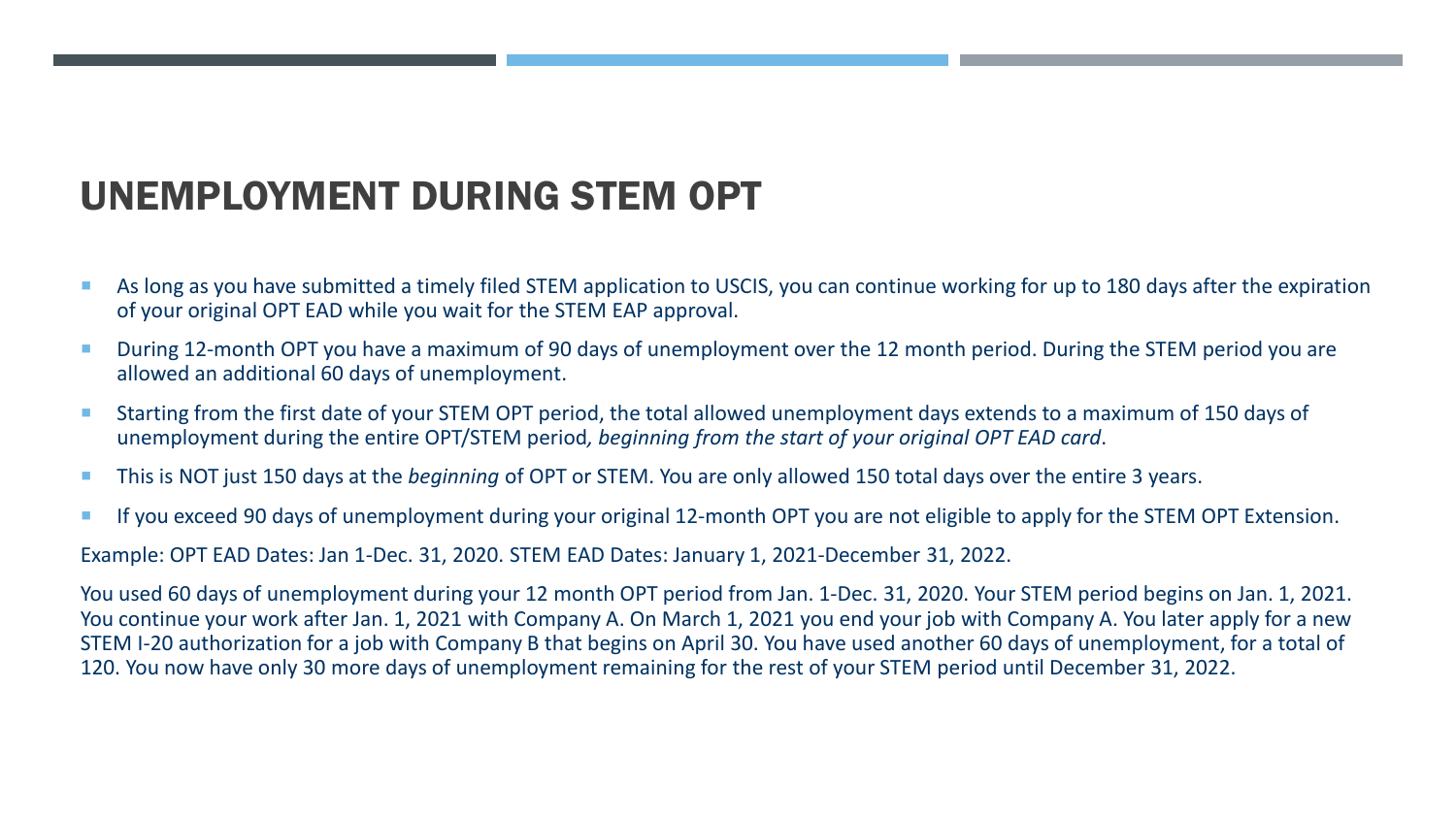# UNEMPLOYMENT DURING STEM OPT

- As long as you have submitted a timely filed STEM application to USCIS, you can continue working for up to 180 days after the expiration of your original OPT EAD while you wait for the STEM EAP approval.
- During 12-month OPT you have a maximum of 90 days of unemployment over the 12 month period. During the STEM period you are allowed an additional 60 days of unemployment.
- Starting from the first date of your STEM OPT period, the total allowed unemployment days extends to a maximum of 150 days of unemployment during the entire OPT/STEM period*, beginning from the start of your original OPT EAD card*.
- This is NOT just 150 days at the *beginning* of OPT or STEM. You are only allowed 150 total days over the entire 3 years.
- If you exceed 90 days of unemployment during your original 12-month OPT you are not eligible to apply for the STEM OPT Extension.

Example: OPT EAD Dates: Jan 1-Dec. 31, 2020. STEM EAD Dates: January 1, 2021-December 31, 2022.

You used 60 days of unemployment during your 12 month OPT period from Jan. 1-Dec. 31, 2020. Your STEM period begins on Jan. 1, 2021. You continue your work after Jan. 1, 2021 with Company A. On March 1, 2021 you end your job with Company A. You later apply for a new STEM I-20 authorization for a job with Company B that begins on April 30. You have used another 60 days of unemployment, for a total of 120. You now have only 30 more days of unemployment remaining for the rest of your STEM period until December 31, 2022.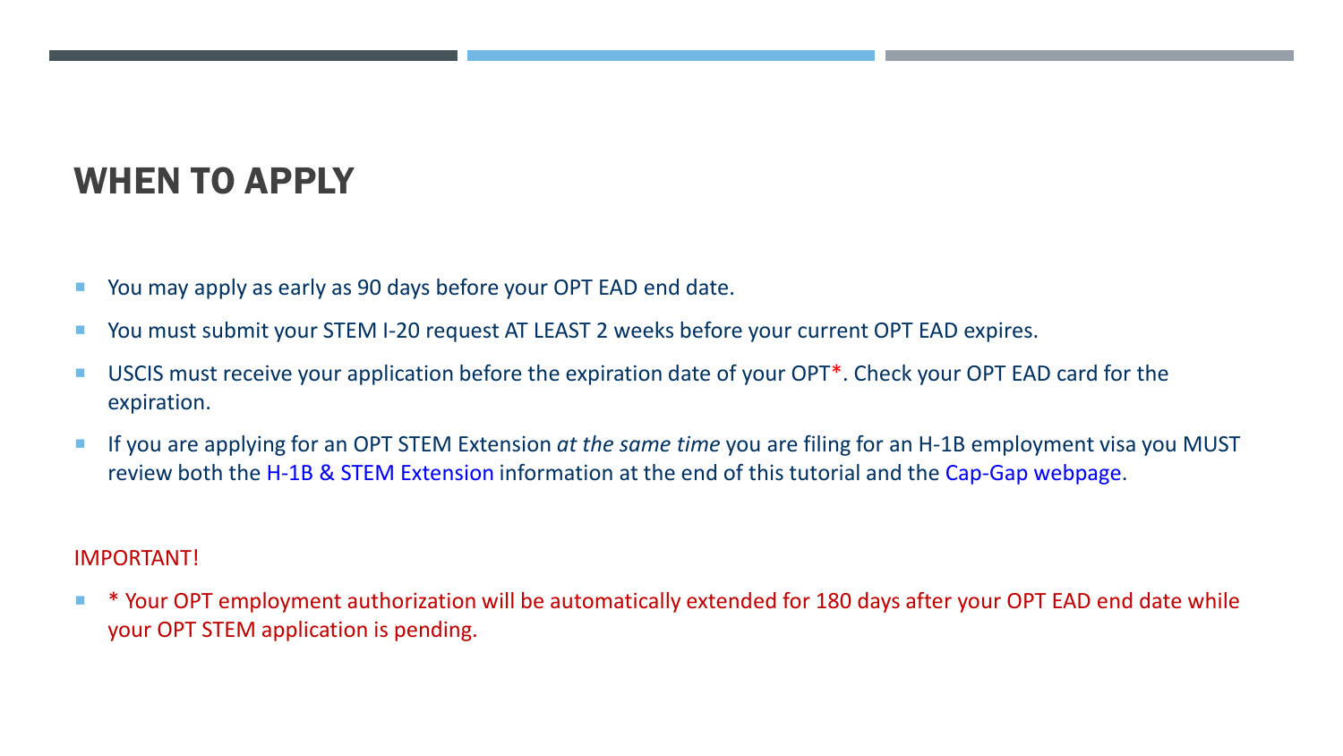## WHEN TO APPLY

- You may apply as early as 90 days before your OPT EAD end date.
- You must submit your STEM I-20 request AT LEAST 2 weeks before your current OPT EAD expires.
- USCIS must receive your application before the expiration date of your OPT*. Check your OPT EAD card for the expiration.
- If you are applying for an OPT STEM Extension *at the same time* you are filing for an H-1B employment visa you MUST review both the H-1B & STEM Extension information at the end of this tutorial and the Cap-Gap webpage.

IMPORTANT!

- * Your OPT employment authorization will be automatically extended for 180 days after your OPT EAD end date while your OPT STEM application is pending.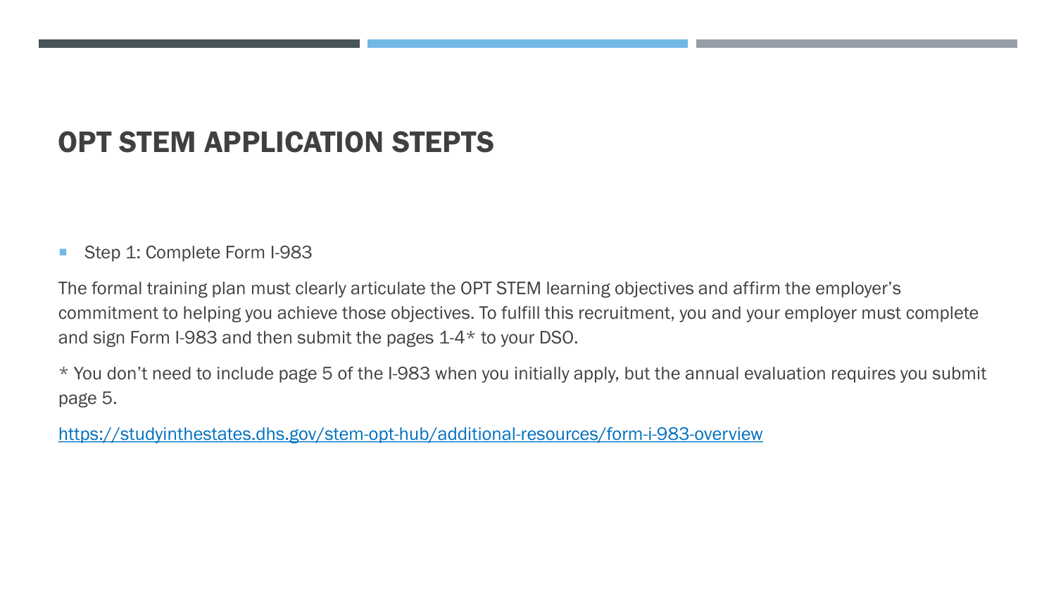# OPT STEM APPLICATION STEPTS

- Step 1: Complete Form I-983

The formal training plan must clearly articulate the OPT STEM learning objectives and affirm the employer's commitment to helping you achieve those objectives. To fulfill this recruitment, you and your employer must complete and sign Form I-983 and then submit the pages 1-4* to your DSO.

* You don't need to include page 5 of the I-983 when you initially apply, but the annual evaluation requires you submit page 5.

https://studyinthestates.dhs.gov/stem-opt-hub/additional-resources/form-i-983-overview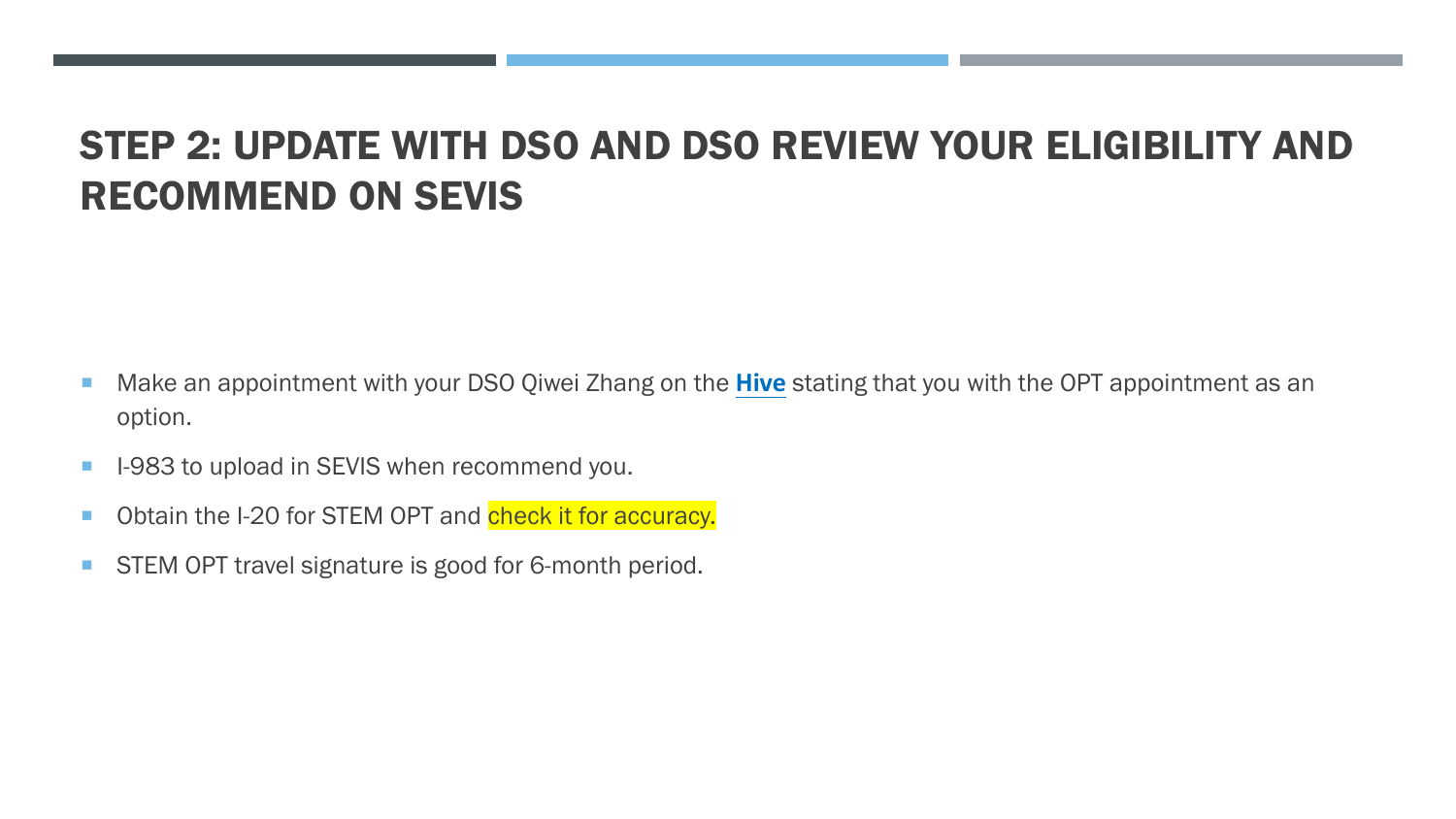## STEP 2: UPDATE WITH DSO AND DSO REVIEW YOUR ELIGIBILITY AND RECOMMEND ON SEVIS

- Make an appointment with your DSO Qiwei Zhang on the **Hive** stating that you with the OPT appointment as an option.
- I-983 to upload in SEVIS when recommend you.
- Obtain the I-20 for STEM OPT and check it for accuracy.
- STEM OPT travel signature is good for 6-month period.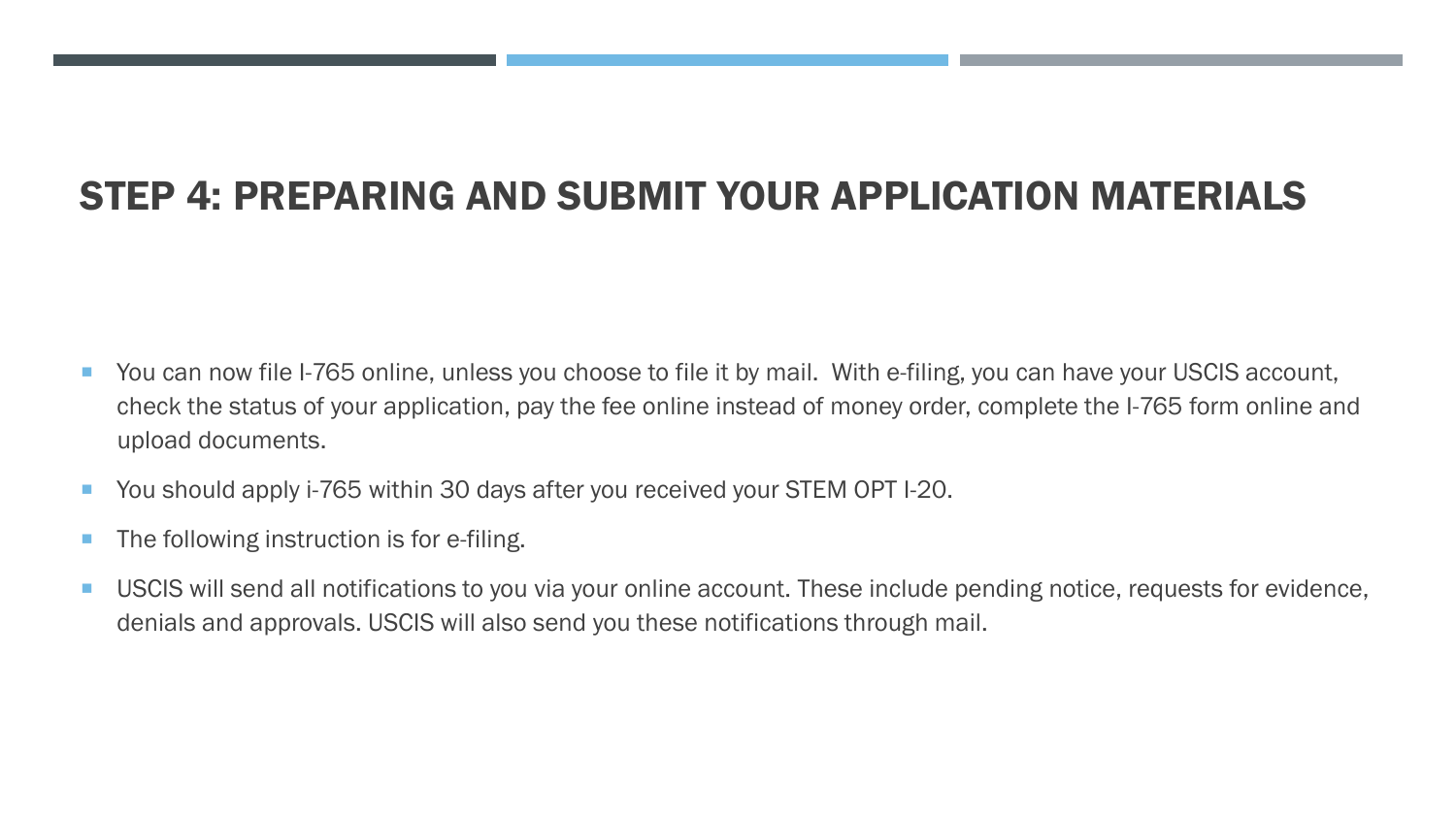## STEP 4: PREPARING AND SUBMIT YOUR APPLICATION MATERIALS

- You can now file I-765 online, unless you choose to file it by mail.  With e-filing, you can have your USCIS account, check the status of your application, pay the fee online instead of money order, complete the I-765 form online and upload documents.
- You should apply i-765 within 30 days after you received your STEM OPT I-20.
- The following instruction is for e-filing.
- USCIS will send all notifications to you via your online account. These include pending notice, requests for evidence, denials and approvals. USCIS will also send you these notifications through mail.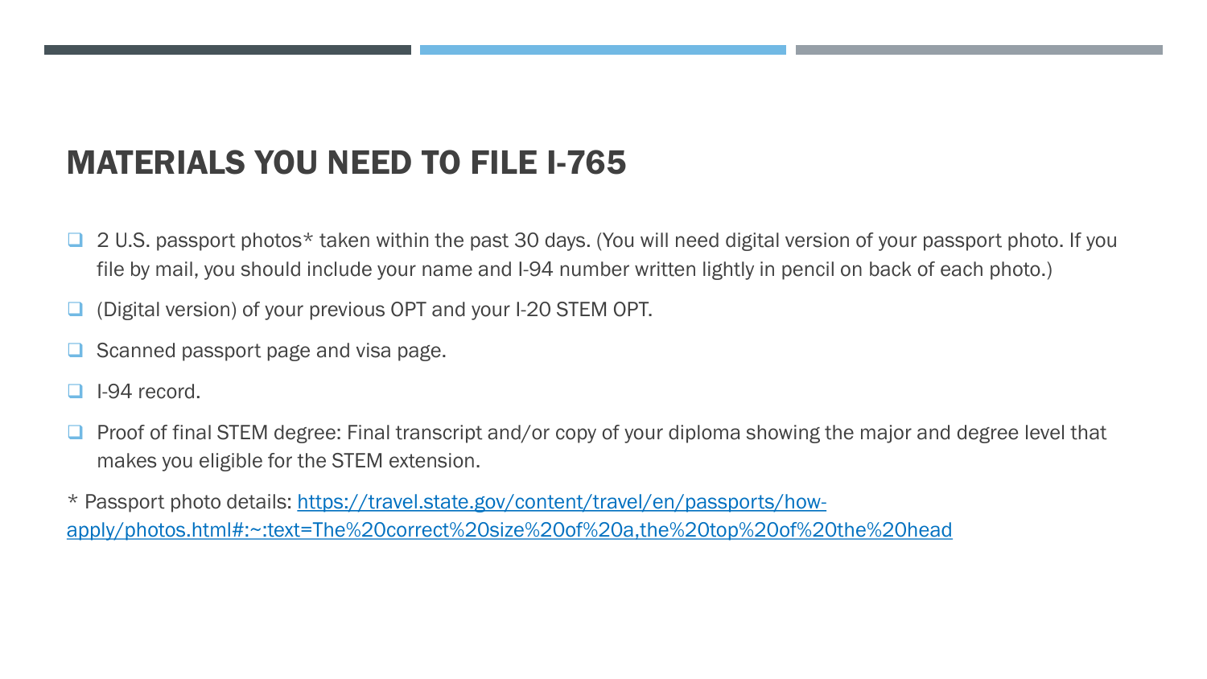# MATERIALS YOU NEED TO FILE I-765

- 2 U.S. passport photos* taken within the past 30 days. (You will need digital version of your passport photo. If you file by mail, you should include your name and I-94 number written lightly in pencil on back of each photo.)
- (Digital version) of your previous OPT and your I-20 STEM OPT.
- Scanned passport page and visa page.
- I-94 record.
- Proof of final STEM degree: Final transcript and/or copy of your diploma showing the major and degree level that makes you eligible for the STEM extension.

* Passport photo details: [https://travel.state.gov/content/travel/en/passports/how-apply/photos.html#:~:text=The%20correct%20size%20of%20a,the%20top%20of%20the%20head](https://travel.state.gov/content/travel/en/passports/how-apply/photos.html#:~:text=The%20correct%20size%20of%20a,the%20top%20of%20the%20head)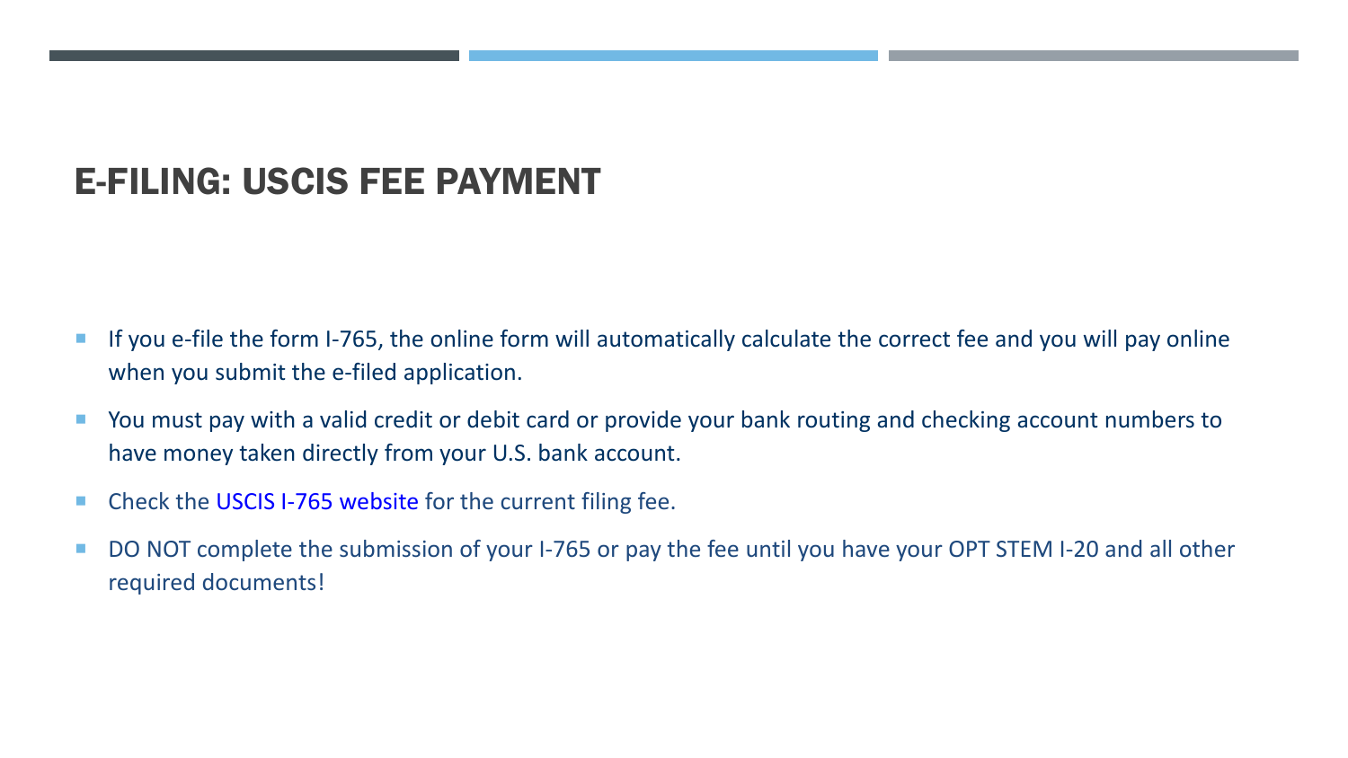## E-FILING: USCIS FEE PAYMENT

- If you e-file the form I-765, the online form will automatically calculate the correct fee and you will pay online when you submit the e-filed application.
- You must pay with a valid credit or debit card or provide your bank routing and checking account numbers to have money taken directly from your U.S. bank account.
- Check the USCIS I-765 website for the current filing fee.
- DO NOT complete the submission of your I-765 or pay the fee until you have your OPT STEM I-20 and all other required documents!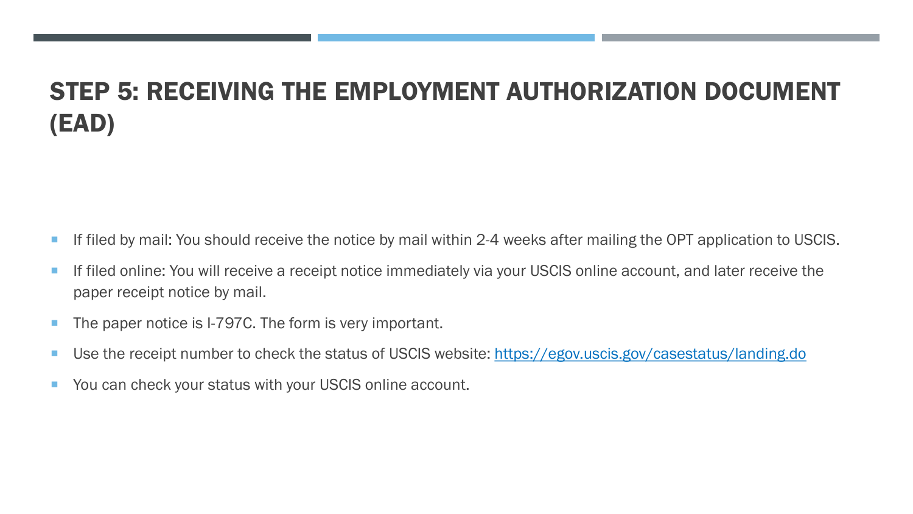# STEP 5: RECEIVING THE EMPLOYMENT AUTHORIZATION DOCUMENT (EAD)

- If filed by mail: You should receive the notice by mail within 2-4 weeks after mailing the OPT application to USCIS.
- If filed online: You will receive a receipt notice immediately via your USCIS online account, and later receive the paper receipt notice by mail.
- The paper notice is I-797C. The form is very important.
- Use the receipt number to check the status of USCIS website: [https://egov.uscis.gov/casestatus/landing.do](https://egov.uscis.gov/casestatus/landing.do)
- You can check your status with your USCIS online account.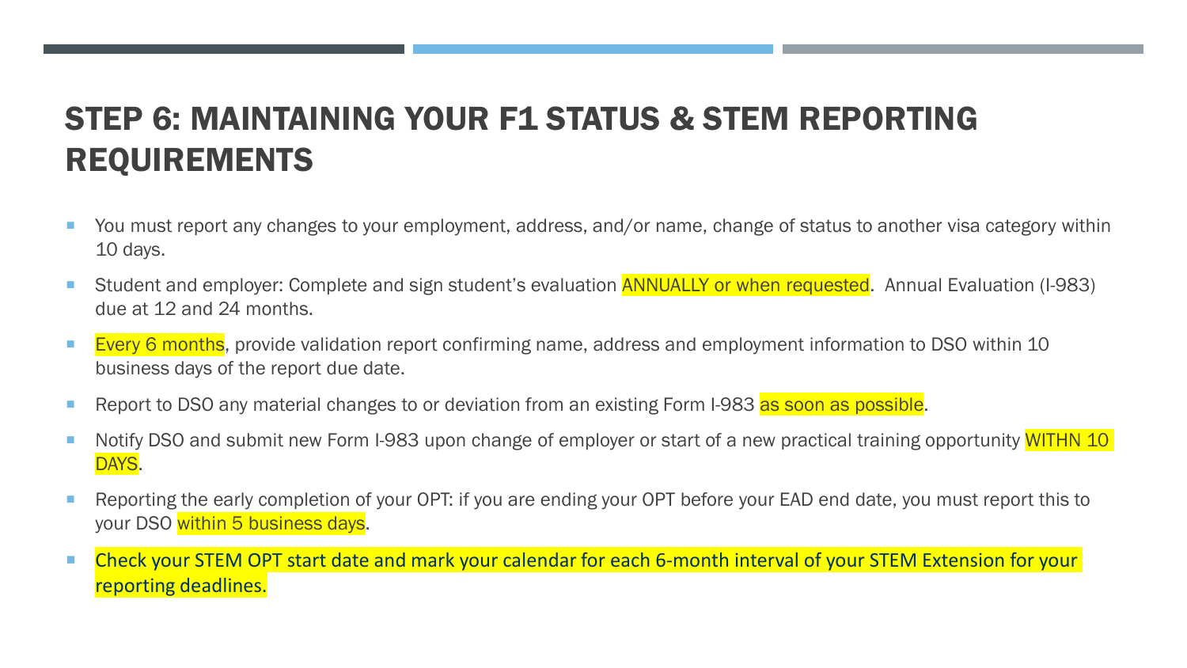# STEP 6: MAINTAINING YOUR F1 STATUS & STEM REPORTING REQUIREMENTS

- You must report any changes to your employment, address, and/or name, change of status to another visa category within 10 days.
- Student and employer: Complete and sign student's evaluation ANNUALLY or when requested. Annual Evaluation (I-983) due at 12 and 24 months.
- Every 6 months, provide validation report confirming name, address and employment information to DSO within 10 business days of the report due date.
- Report to DSO any material changes to or deviation from an existing Form I-983 as soon as possible.
- Notify DSO and submit new Form I-983 upon change of employer or start of a new practical training opportunity WITHIN 10 DAYS.
- Reporting the early completion of your OPT: if you are ending your OPT before your EAD end date, you must report this to your DSO within 5 business days.
- Check your STEM OPT start date and mark your calendar for each 6-month interval of your STEM Extension for your reporting deadlines.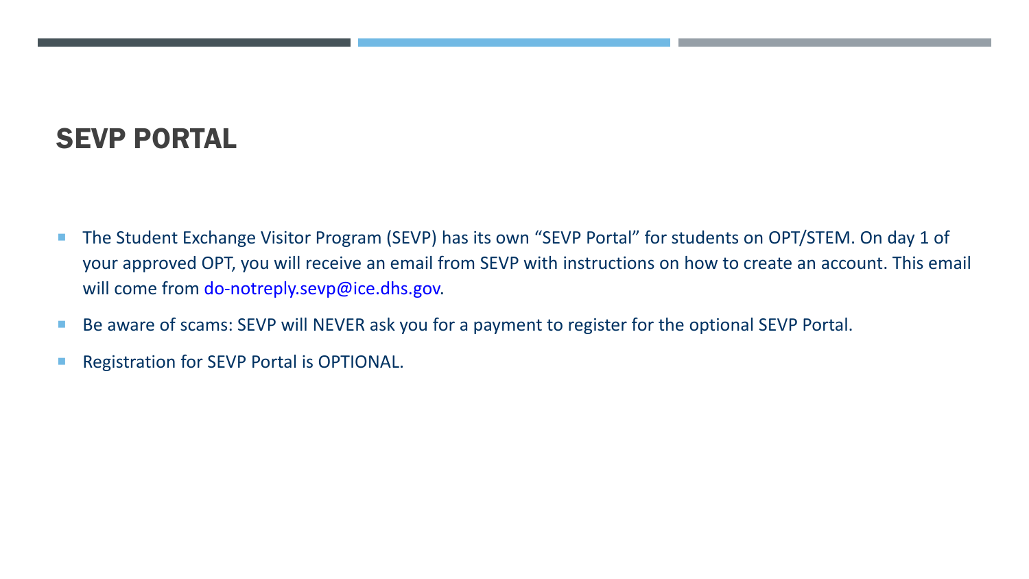# SEVP PORTAL

- The Student Exchange Visitor Program (SEVP) has its own "SEVP Portal" for students on OPT/STEM. On day 1 of your approved OPT, you will receive an email from SEVP with instructions on how to create an account. This email will come from do-notreply.sevp@ice.dhs.gov.
- Be aware of scams: SEVP will NEVER ask you for a payment to register for the optional SEVP Portal.
- Registration for SEVP Portal is OPTIONAL.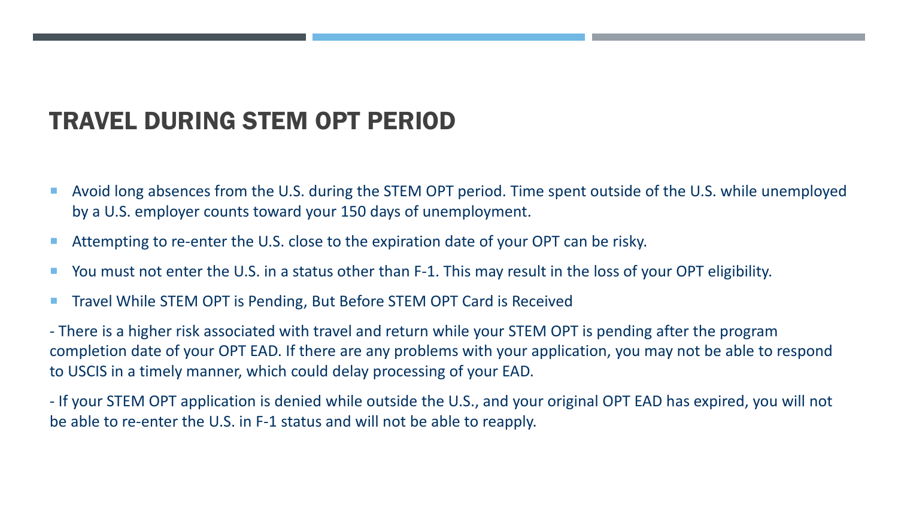# TRAVEL DURING STEM OPT PERIOD

- Avoid long absences from the U.S. during the STEM OPT period. Time spent outside of the U.S. while unemployed by a U.S. employer counts toward your 150 days of unemployment.
- Attempting to re-enter the U.S. close to the expiration date of your OPT can be risky.
- You must not enter the U.S. in a status other than F-1. This may result in the loss of your OPT eligibility.
- Travel While STEM OPT is Pending, But Before STEM OPT Card is Received

- There is a higher risk associated with travel and return while your STEM OPT is pending after the program completion date of your OPT EAD. If there are any problems with your application, you may not be able to respond to USCIS in a timely manner, which could delay processing of your EAD.

- If your STEM OPT application is denied while outside the U.S., and your original OPT EAD has expired, you will not be able to re-enter the U.S. in F-1 status and will not be able to reapply.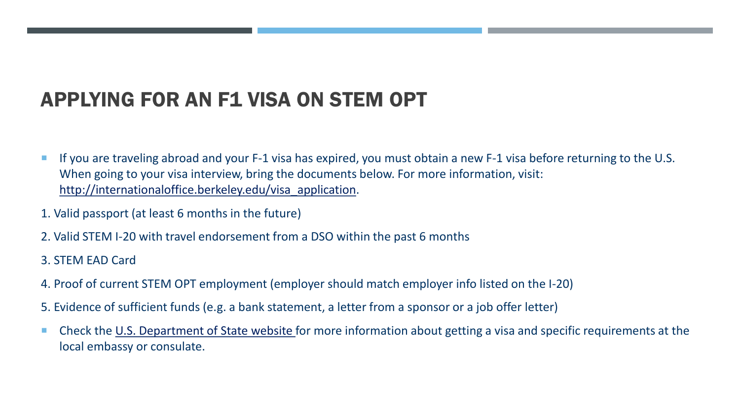## APPLYING FOR AN F1 VISA ON STEM OPT

- If you are traveling abroad and your F-1 visa has expired, you must obtain a new F-1 visa before returning to the U.S. When going to your visa interview, bring the documents below. For more information, visit: http://internationaloffice.berkeley.edu/visa_application.

1. Valid passport (at least 6 months in the future)
2. Valid STEM I-20 with travel endorsement from a DSO within the past 6 months
3. STEM EAD Card
4. Proof of current STEM OPT employment (employer should match employer info listed on the I-20)
5. Evidence of sufficient funds (e.g. a bank statement, a letter from a sponsor or a job offer letter)

- Check the U.S. Department of State website for more information about getting a visa and specific requirements at the local embassy or consulate.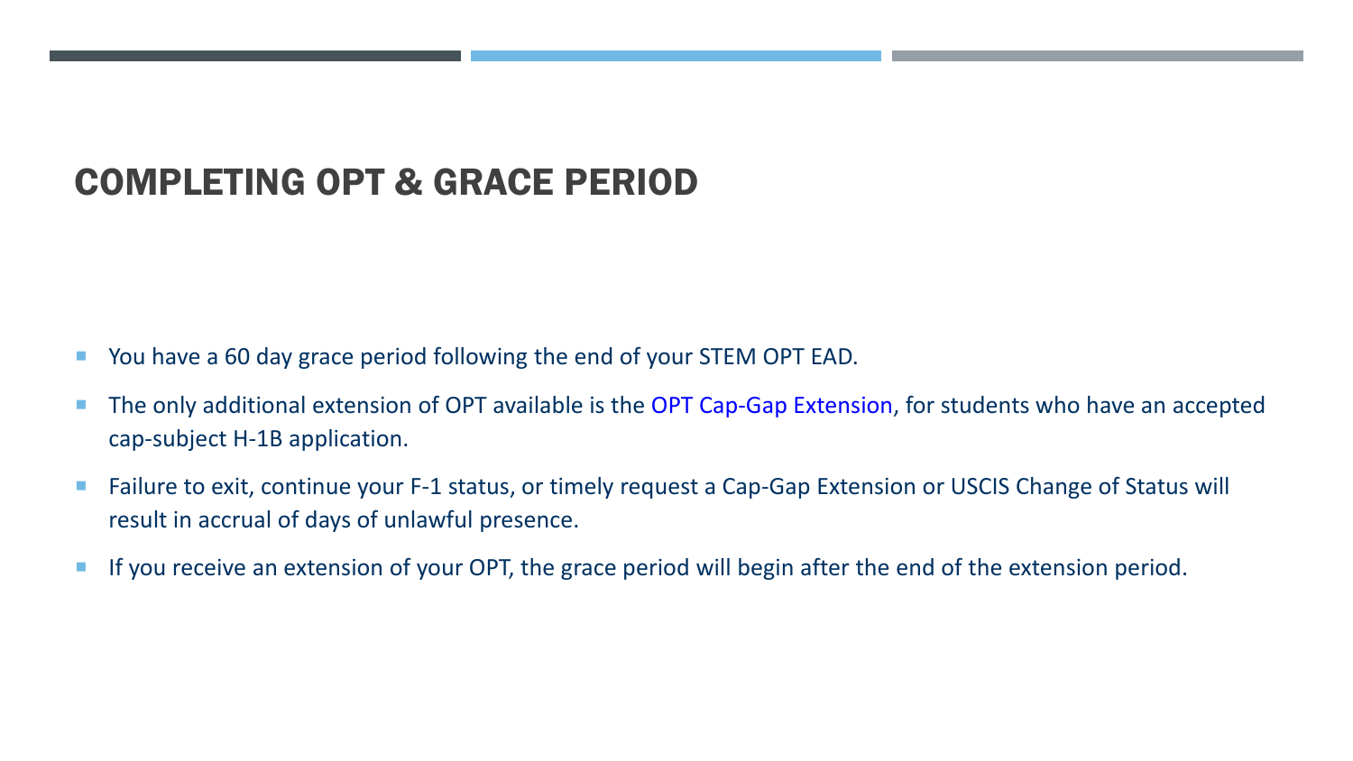# COMPLETING OPT & GRACE PERIOD

- You have a 60 day grace period following the end of your STEM OPT EAD.
- The only additional extension of OPT available is the OPT Cap-Gap Extension, for students who have an accepted cap-subject H-1B application.
- Failure to exit, continue your F-1 status, or timely request a Cap-Gap Extension or USCIS Change of Status will result in accrual of days of unlawful presence.
- If you receive an extension of your OPT, the grace period will begin after the end of the extension period.